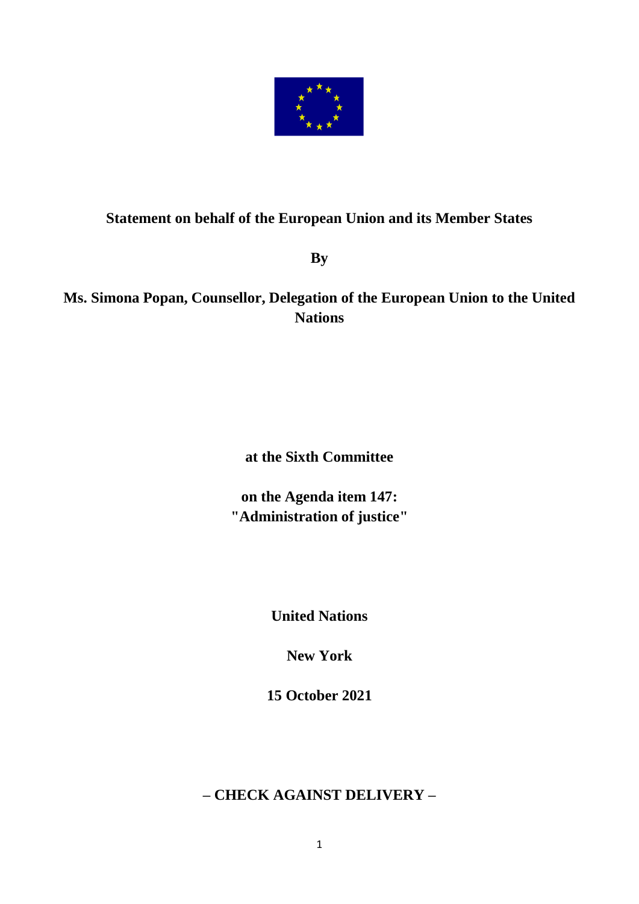**Statement on behalf of the European Union and its Member States**

**By**

**Ms. Simona Popan, Counsellor, Delegation of the European Union to the United Nations**

**at the Sixth Committee**

**on the Agenda item 147: "Administration of justice"**

**United Nations**

**New York**

**15 October 2021**

**– CHECK AGAINST DELIVERY –**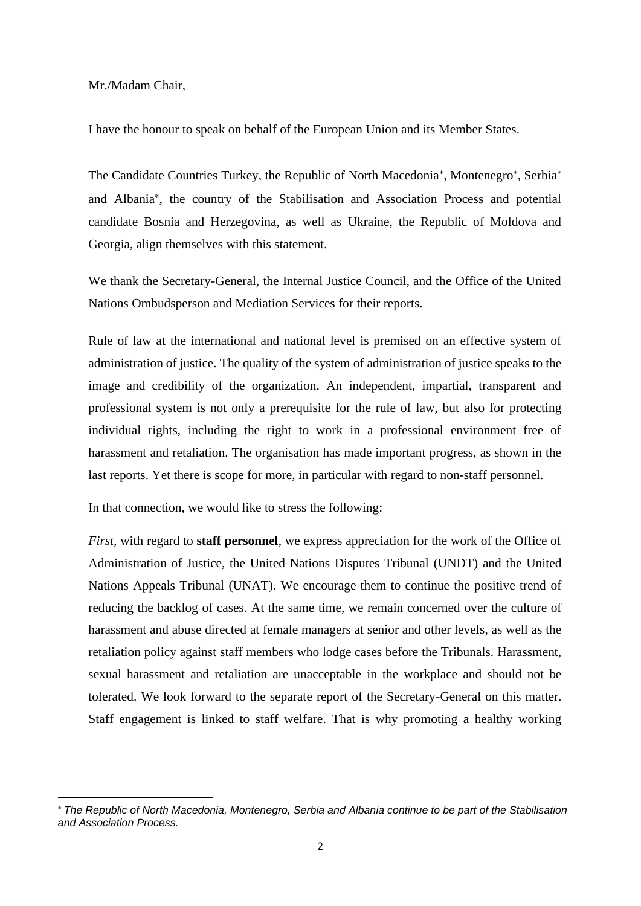Mr./Madam Chair,

I have the honour to speak on behalf of the European Union and its Member States.

The Candidate Countries Turkey, the Republic of North Macedonia*, Montenegro*, Serbia* and Albania*, the country of the Stabilisation and Association Process and potential candidate Bosnia and Herzegovina, as well as Ukraine, the Republic of Moldova and Georgia, align themselves with this statement.

We thank the Secretary-General, the Internal Justice Council, and the Office of the United Nations Ombudsperson and Mediation Services for their reports.

Rule of law at the international and national level is premised on an effective system of administration of justice. The quality of the system of administration of justice speaks to the image and credibility of the organization. An independent, impartial, transparent and professional system is not only a prerequisite for the rule of law, but also for protecting individual rights, including the right to work in a professional environment free of harassment and retaliation. The organisation has made important progress, as shown in the last reports. Yet there is scope for more, in particular with regard to non-staff personnel.

In that connection, we would like to stress the following:

*First,* with regard to **staff personnel**, we express appreciation for the work of the Office of Administration of Justice, the United Nations Disputes Tribunal (UNDT) and the United Nations Appeals Tribunal (UNAT). We encourage them to continue the positive trend of reducing the backlog of cases. At the same time, we remain concerned over the culture of harassment and abuse directed at female managers at senior and other levels, as well as the retaliation policy against staff members who lodge cases before the Tribunals. Harassment, sexual harassment and retaliation are unacceptable in the workplace and should not be tolerated. We look forward to the separate report of the Secretary-General on this matter. Staff engagement is linked to staff welfare. That is why promoting a healthy working

---

* *The Republic of North Macedonia, Montenegro, Serbia and Albania continue to be part of the Stabilisation and Association Process.*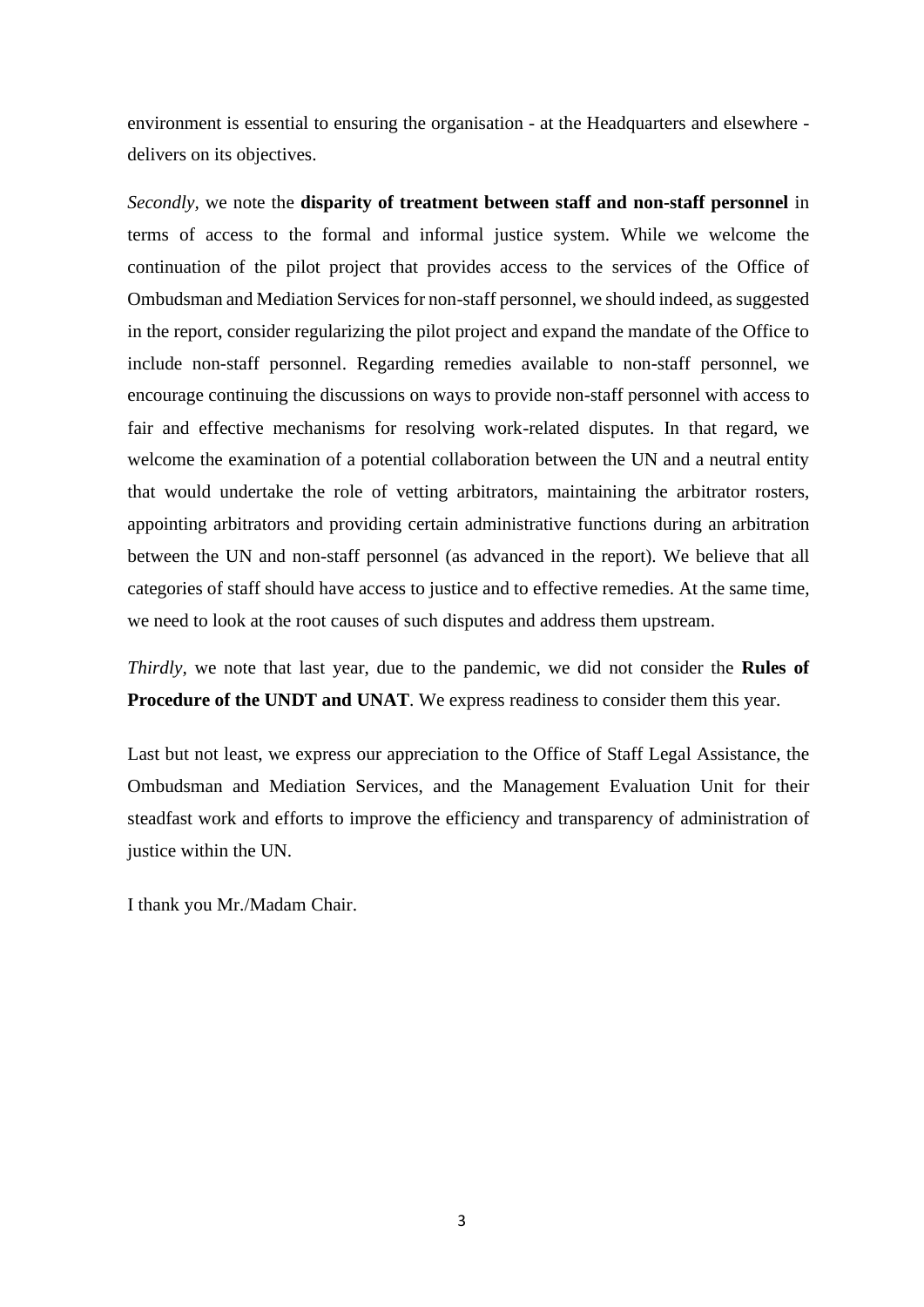environment is essential to ensuring the organisation - at the Headquarters and elsewhere - delivers on its objectives.

*Secondly*, we note the **disparity of treatment between staff and non-staff personnel** in terms of access to the formal and informal justice system. While we welcome the continuation of the pilot project that provides access to the services of the Office of Ombudsman and Mediation Services for non-staff personnel, we should indeed, as suggested in the report, consider regularizing the pilot project and expand the mandate of the Office to include non-staff personnel. Regarding remedies available to non-staff personnel, we encourage continuing the discussions on ways to provide non-staff personnel with access to fair and effective mechanisms for resolving work-related disputes. In that regard, we welcome the examination of a potential collaboration between the UN and a neutral entity that would undertake the role of vetting arbitrators, maintaining the arbitrator rosters, appointing arbitrators and providing certain administrative functions during an arbitration between the UN and non-staff personnel (as advanced in the report). We believe that all categories of staff should have access to justice and to effective remedies. At the same time, we need to look at the root causes of such disputes and address them upstream.

*Thirdly*, we note that last year, due to the pandemic, we did not consider the **Rules of Procedure of the UNDT and UNAT**. We express readiness to consider them this year.

Last but not least, we express our appreciation to the Office of Staff Legal Assistance, the Ombudsman and Mediation Services, and the Management Evaluation Unit for their steadfast work and efforts to improve the efficiency and transparency of administration of justice within the UN.

I thank you Mr./Madam Chair.